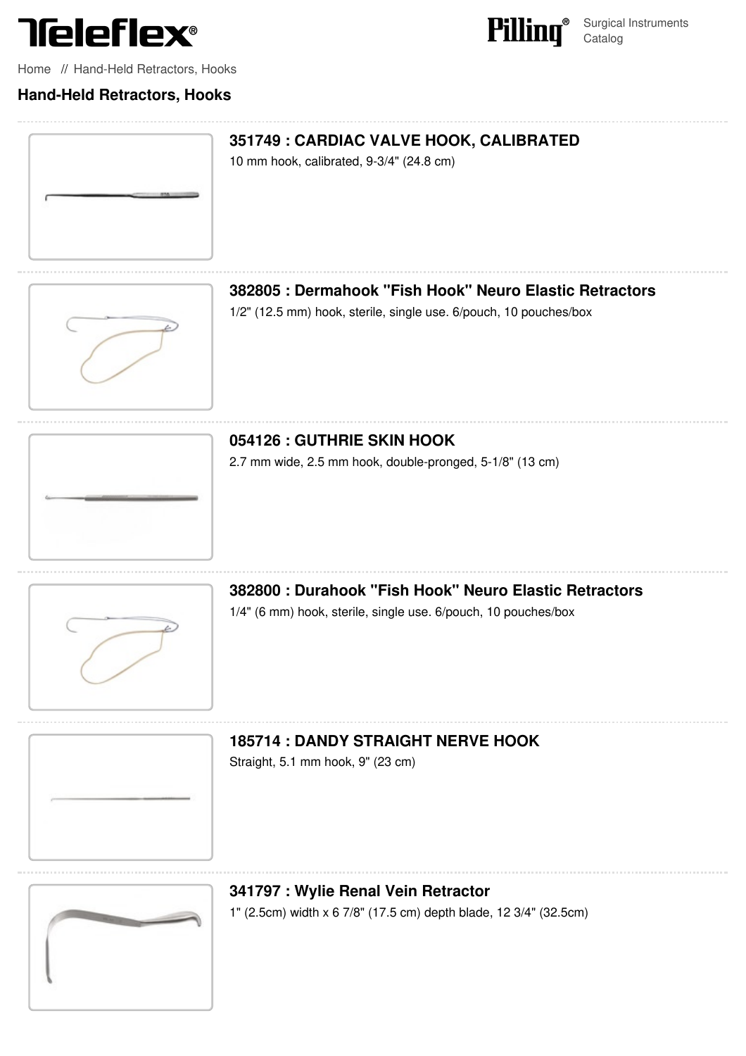Teleflex®

Pilling® Surgical Instruments Catalog

Home // Hand-Held Retractors, Hooks

## Hand-Held Retractors, Hooks

### 351749 : CARDIAC VALVE HOOK, CALIBRATED

10 mm hook, calibrated, 9-3/4" (24.8 cm)

### 382805 : Dermahook "Fish Hook" Neuro Elastic Retractors

1/2" (12.5 mm) hook, sterile, single use. 6/pouch, 10 pouches/box

### 054126 : GUTHRIE SKIN HOOK

2.7 mm wide, 2.5 mm hook, double-pronged, 5-1/8" (13 cm)

### 382800 : Durahook "Fish Hook" Neuro Elastic Retractors

1/4" (6 mm) hook, sterile, single use. 6/pouch, 10 pouches/box

### 185714 : DANDY STRAIGHT NERVE HOOK

Straight, 5.1 mm hook, 9" (23 cm)

### 341797 : Wylie Renal Vein Retractor

1" (2.5cm) width x 6 7/8" (17.5 cm) depth blade, 12 3/4" (32.5cm)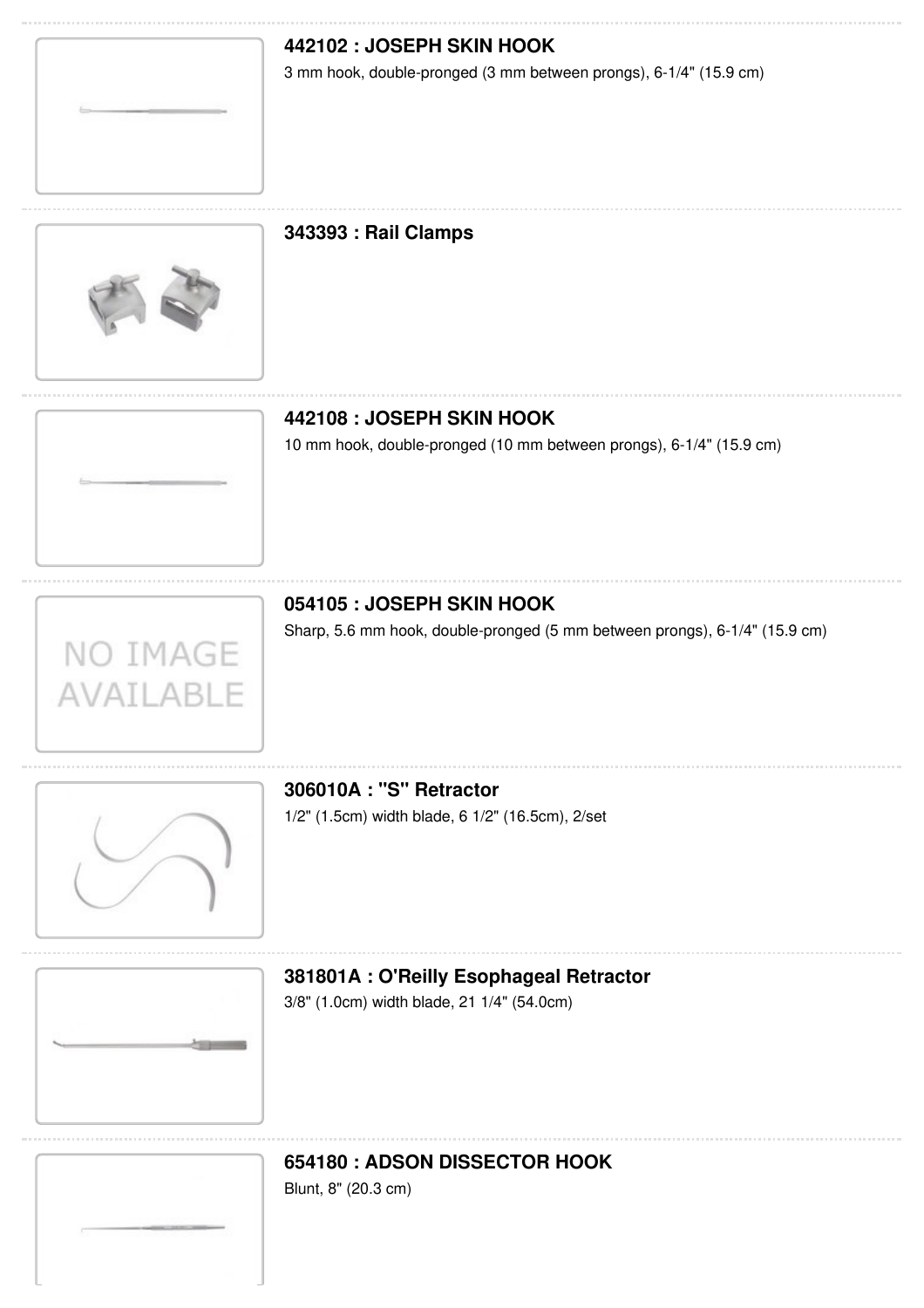### 442102 : JOSEPH SKIN HOOK

3 mm hook, double-pronged (3 mm between prongs), 6-1/4" (15.9 cm)

### 343393 : Rail Clamps

### 442108 : JOSEPH SKIN HOOK

10 mm hook, double-pronged (10 mm between prongs), 6-1/4" (15.9 cm)

### 054105 : JOSEPH SKIN HOOK

NO IMAGE AVAILABLE

Sharp, 5.6 mm hook, double-pronged (5 mm between prongs), 6-1/4" (15.9 cm)

### 306010A : "S" Retractor

1/2" (1.5cm) width blade, 6 1/2" (16.5cm), 2/set

### 381801A : O'Reilly Esophageal Retractor

3/8" (1.0cm) width blade, 21 1/4" (54.0cm)

### 654180 : ADSON DISSECTOR HOOK

Blunt, 8" (20.3 cm)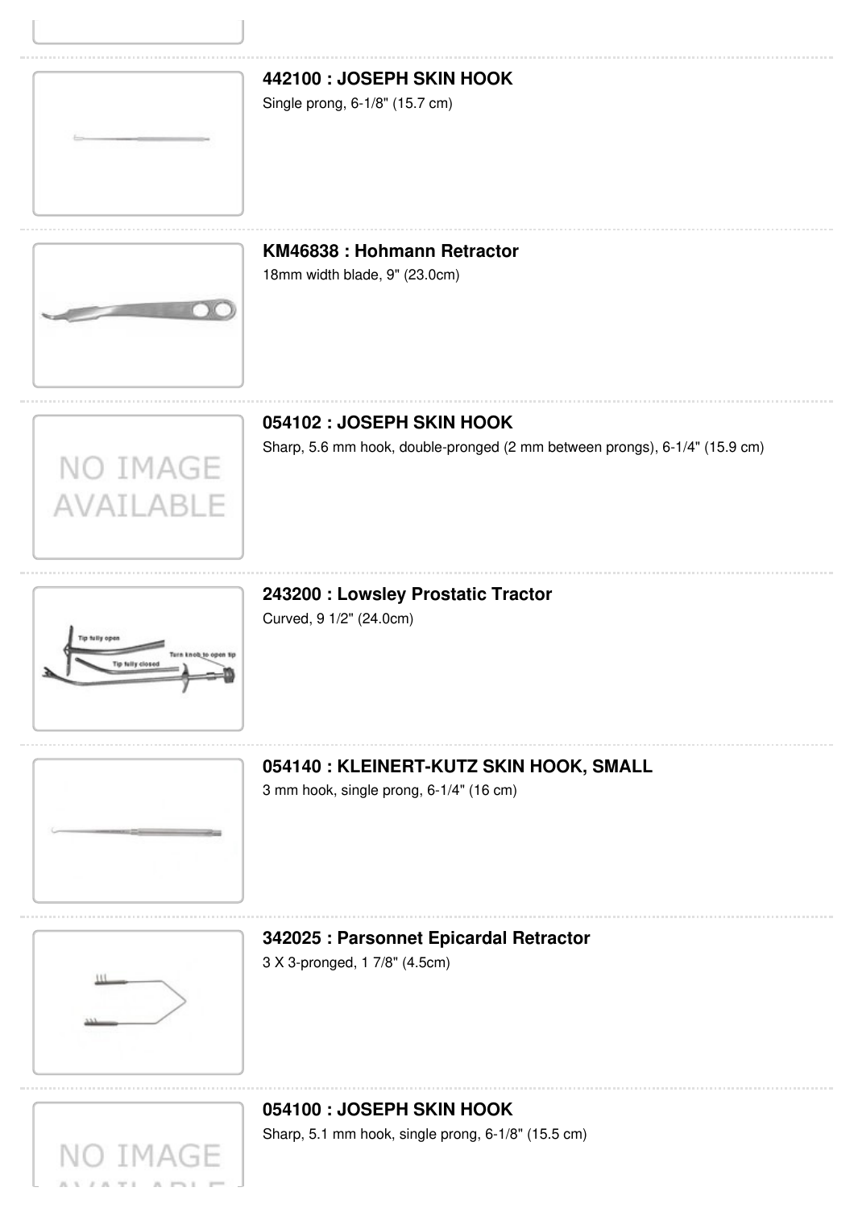### 442100 : JOSEPH SKIN HOOK

Single prong, 6-1/8" (15.7 cm)

### KM46838 : Hohmann Retractor

18mm width blade, 9" (23.0cm)

### 054102 : JOSEPH SKIN HOOK

Sharp, 5.6 mm hook, double-pronged (2 mm between prongs), 6-1/4" (15.9 cm)

### 243200 : Lowsley Prostatic Tractor

Curved, 9 1/2" (24.0cm)

### 054140 : KLEINERT-KUTZ SKIN HOOK, SMALL

3 mm hook, single prong, 6-1/4" (16 cm)

### 342025 : Parsonnet Epicardal Retractor

3 X 3-pronged, 1 7/8" (4.5cm)

### 054100 : JOSEPH SKIN HOOK

Sharp, 5.1 mm hook, single prong, 6-1/8" (15.5 cm)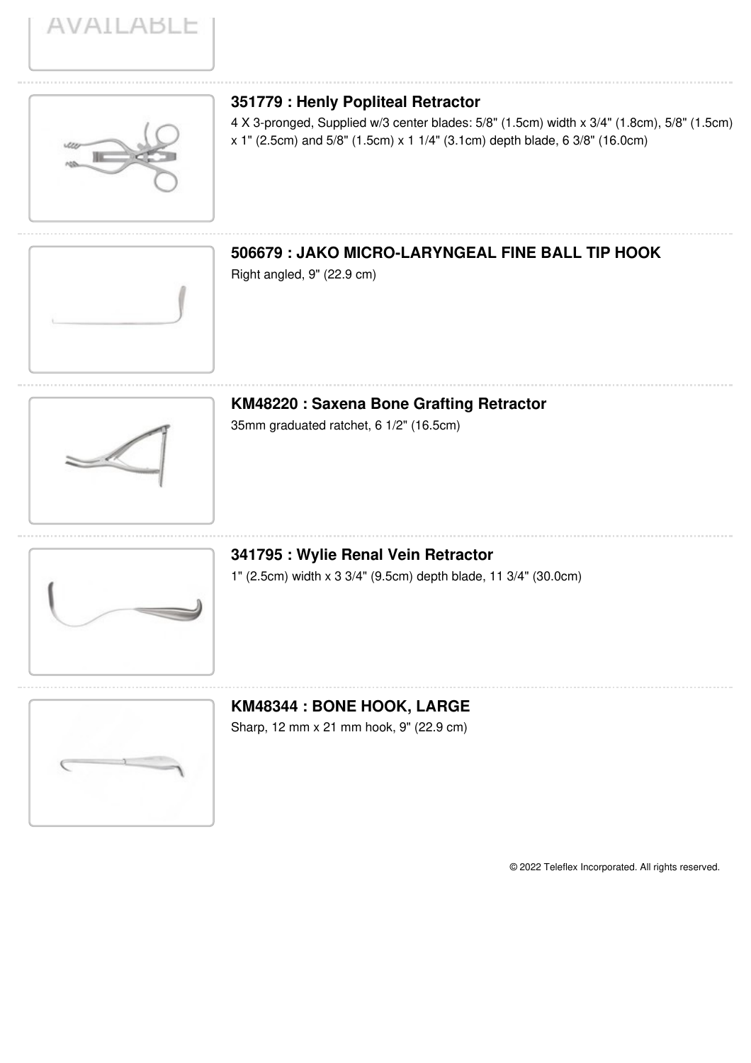AVAILABLE

### 351779 : Henly Popliteal Retractor

4 X 3-pronged, Supplied w/3 center blades: 5/8" (1.5cm) width x 3/4" (1.8cm), 5/8" (1.5cm) x 1" (2.5cm) and 5/8" (1.5cm) x 1 1/4" (3.1cm) depth blade, 6 3/8" (16.0cm)

### 506679 : JAKO MICRO-LARYNGEAL FINE BALL TIP HOOK

Right angled, 9" (22.9 cm)

### KM48220 : Saxena Bone Grafting Retractor

35mm graduated ratchet, 6 1/2" (16.5cm)

### 341795 : Wylie Renal Vein Retractor

1" (2.5cm) width x 3 3/4" (9.5cm) depth blade, 11 3/4" (30.0cm)

### KM48344 : BONE HOOK, LARGE

Sharp, 12 mm x 21 mm hook, 9" (22.9 cm)

© 2022 Teleflex Incorporated. All rights reserved.